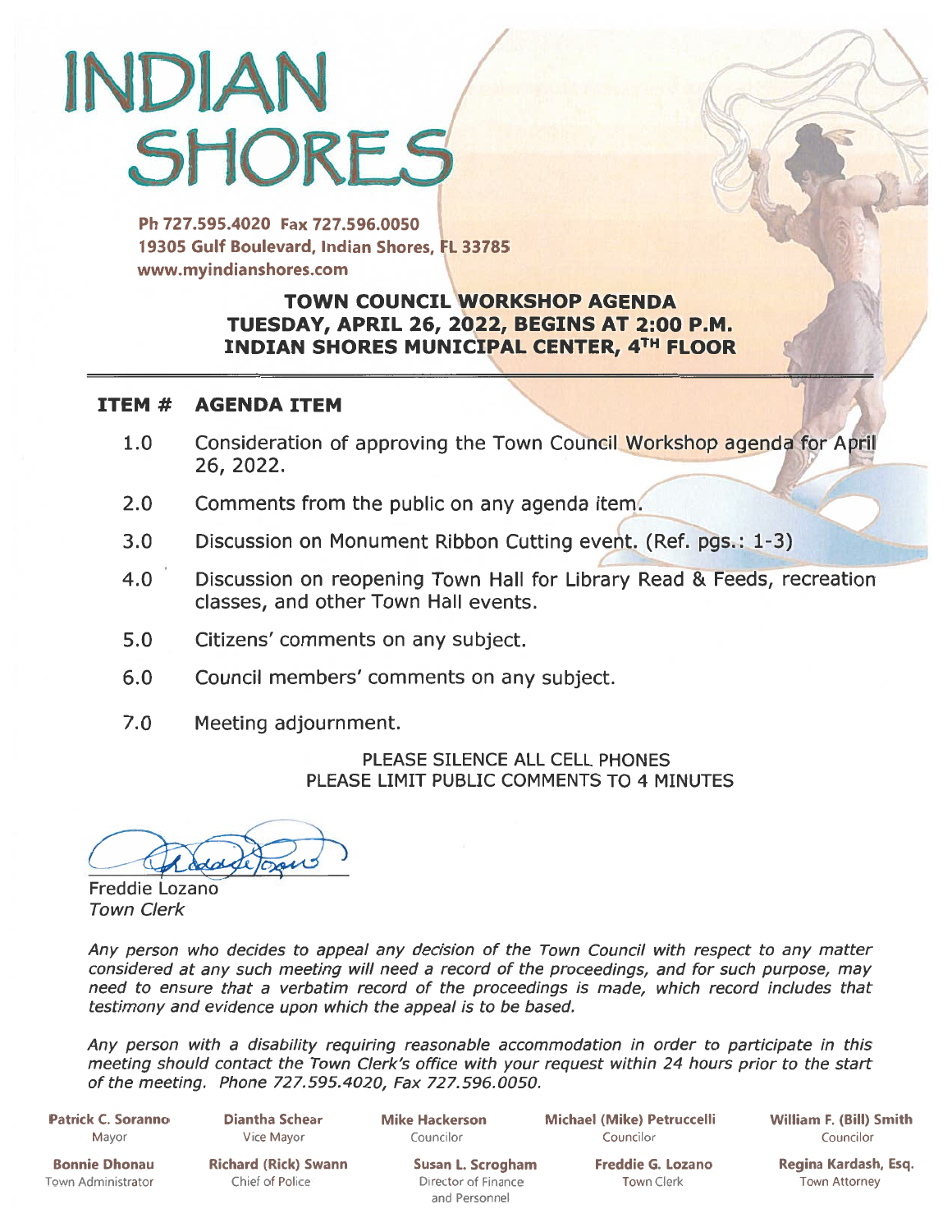# INDIAN SHORES

**Ph 727.595.4020 Fax 727.596.0050**
**19305 Gulf Boulevard, Indian Shores, FL 33785**
**www.myindianshores.com**

## TOWN COUNCIL WORKSHOP AGENDA
## TUESDAY, APRIL 26, 2022, BEGINS AT 2:00 P.M.
## INDIAN SHORES MUNICIPAL CENTER, 4TH FLOOR

| ITEM # | AGENDA ITEM |
|---|---|
| 1.0 | Consideration of approving the Town Council Workshop agenda for April 26, 2022. |
| 2.0 | Comments from the public on any agenda item. |
| 3.0 | Discussion on Monument Ribbon Cutting event. (Ref. pgs.: 1-3) |
| 4.0 | Discussion on reopening Town Hall for Library Read & Feeds, recreation classes, and other Town Hall events. |
| 5.0 | Citizens' comments on any subject. |
| 6.0 | Council members' comments on any subject. |
| 7.0 | Meeting adjournment. |

PLEASE SILENCE ALL CELL PHONES
PLEASE LIMIT PUBLIC COMMENTS TO 4 MINUTES

Freddie Lozano
*Town Clerk*

*Any person who decides to appeal any decision of the Town Council with respect to any matter considered at any such meeting will need a record of the proceedings, and for such purpose, may need to ensure that a verbatim record of the proceedings is made, which record includes that testimony and evidence upon which the appeal is to be based.*

*Any person with a disability requiring reasonable accommodation in order to participate in this meeting should contact the Town Clerk's office with your request within 24 hours prior to the start of the meeting. Phone 727.595.4020, Fax 727.596.0050.*

**Patrick C. Soranno** – Mayor
**Diantha Schear** – Vice Mayor
**Mike Hackerson** – Councilor
**Michael (Mike) Petruccelli** – Councilor
**William F. (Bill) Smith** – Councilor
**Bonnie Dhonau** – Town Administrator
**Richard (Rick) Swann** – Chief of Police
**Susan L. Scrogham** – Director of Finance and Personnel
**Freddie G. Lozano** – Town Clerk
**Regina Kardash, Esq.** – Town Attorney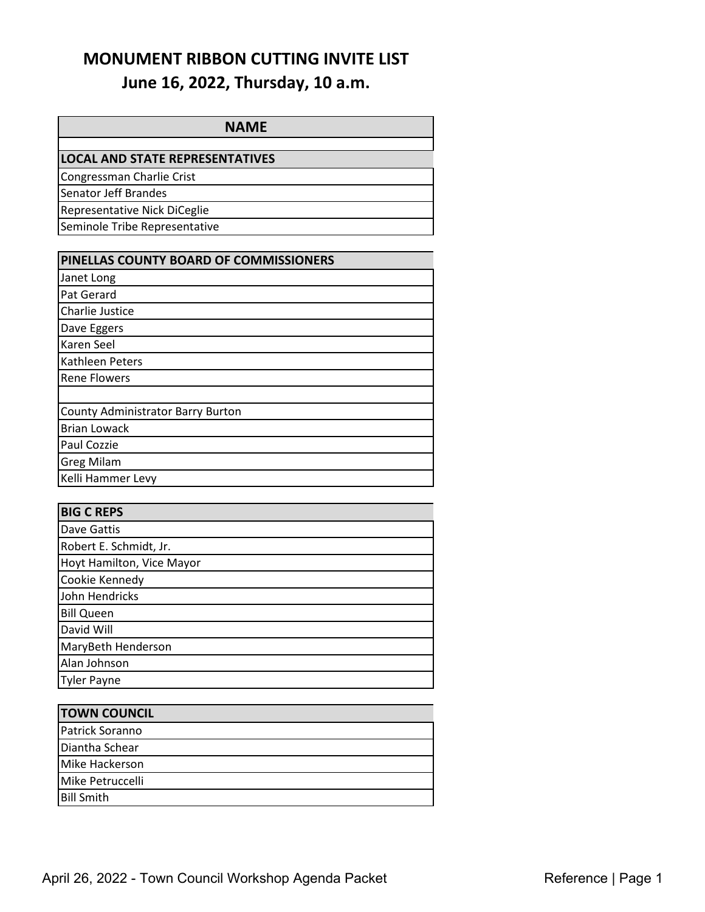# MONUMENT RIBBON CUTTING INVITE LIST

## June 16, 2022, Thursday, 10 a.m.

| NAME |
|---|
| |
| **LOCAL AND STATE REPRESENTATIVES** |
| Congressman Charlie Crist |
| Senator Jeff Brandes |
| Representative Nick DiCeglie |
| Seminole Tribe Representative |

| **PINELLAS COUNTY BOARD OF COMMISSIONERS** |
|---|
| Janet Long |
| Pat Gerard |
| Charlie Justice |
| Dave Eggers |
| Karen Seel |
| Kathleen Peters |
| Rene Flowers |
| |
| County Administrator Barry Burton |
| Brian Lowack |
| Paul Cozzie |
| Greg Milam |
| Kelli Hammer Levy |

| **BIG C REPS** |
|---|
| Dave Gattis |
| Robert E. Schmidt, Jr. |
| Hoyt Hamilton, Vice Mayor |
| Cookie Kennedy |
| John Hendricks |
| Bill Queen |
| David Will |
| MaryBeth Henderson |
| Alan Johnson |
| Tyler Payne |

| **TOWN COUNCIL** |
|---|
| Patrick Soranno |
| Diantha Schear |
| Mike Hackerson |
| Mike Petruccelli |
| Bill Smith |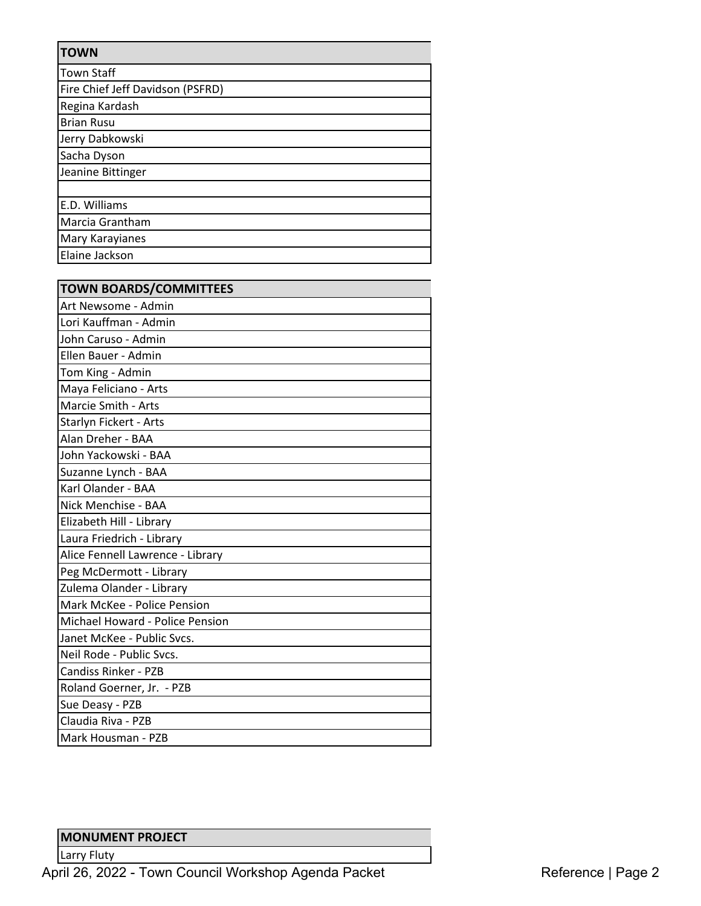| TOWN |
|---|
| Town Staff |
| Fire Chief Jeff Davidson (PSFRD) |
| Regina Kardash |
| Brian Rusu |
| Jerry Dabkowski |
| Sacha Dyson |
| Jeanine Bittinger |
| |
| E.D. Williams |
| Marcia Grantham |
| Mary Karayianes |
| Elaine Jackson |

| TOWN BOARDS/COMMITTEES |
|---|
| Art Newsome - Admin |
| Lori Kauffman - Admin |
| John Caruso - Admin |
| Ellen Bauer - Admin |
| Tom King - Admin |
| Maya Feliciano - Arts |
| Marcie Smith - Arts |
| Starlyn Fickert - Arts |
| Alan Dreher - BAA |
| John Yackowski - BAA |
| Suzanne Lynch - BAA |
| Karl Olander - BAA |
| Nick Menchise - BAA |
| Elizabeth Hill - Library |
| Laura Friedrich - Library |
| Alice Fennell Lawrence - Library |
| Peg McDermott - Library |
| Zulema Olander - Library |
| Mark McKee - Police Pension |
| Michael Howard - Police Pension |
| Janet McKee - Public Svcs. |
| Neil Rode - Public Svcs. |
| Candiss Rinker - PZB |
| Roland Goerner, Jr. - PZB |
| Sue Deasy - PZB |
| Claudia Riva - PZB |
| Mark Housman - PZB |

| MONUMENT PROJECT |
|---|
| Larry Fluty |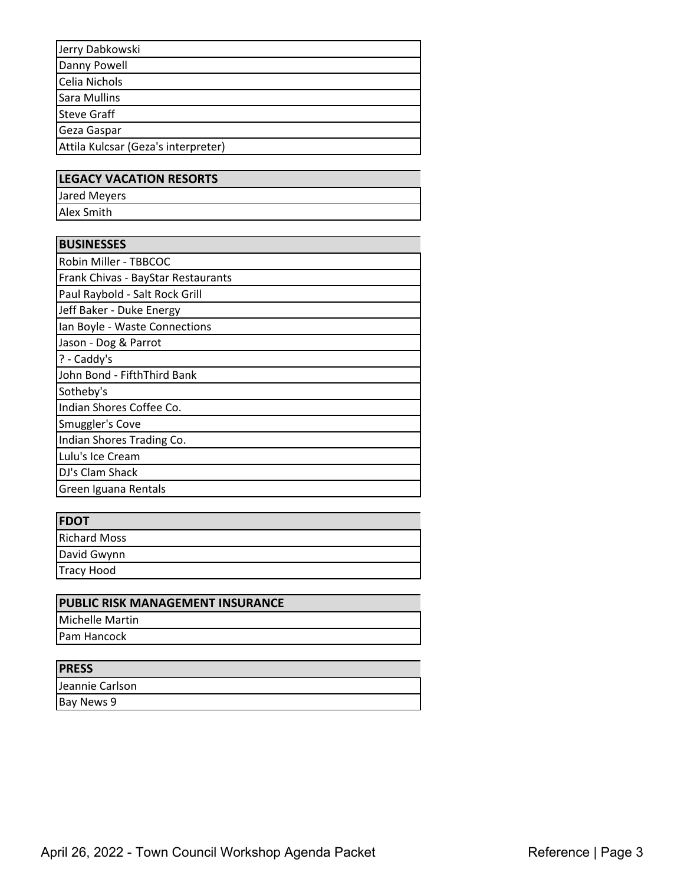| |
| --- |
| Jerry Dabkowski |
| Danny Powell |
| Celia Nichols |
| Sara Mullins |
| Steve Graff |
| Geza Gaspar |
| Attila Kulcsar (Geza's interpreter) |

| LEGACY VACATION RESORTS |
| --- |
| Jared Meyers |
| Alex Smith |

| BUSINESSES |
| --- |
| Robin Miller - TBBCOC |
| Frank Chivas - BayStar Restaurants |
| Paul Raybold - Salt Rock Grill |
| Jeff Baker - Duke Energy |
| Ian Boyle - Waste Connections |
| Jason - Dog & Parrot |
| ? - Caddy's |
| John Bond - FifthThird Bank |
| Sotheby's |
| Indian Shores Coffee Co. |
| Smuggler's Cove |
| Indian Shores Trading Co. |
| Lulu's Ice Cream |
| DJ's Clam Shack |
| Green Iguana Rentals |

| FDOT |
| --- |
| Richard Moss |
| David Gwynn |
| Tracy Hood |

| PUBLIC RISK MANAGEMENT INSURANCE |
| --- |
| Michelle Martin |
| Pam Hancock |

| PRESS |
| --- |
| Jeannie Carlson |
| Bay News 9 |